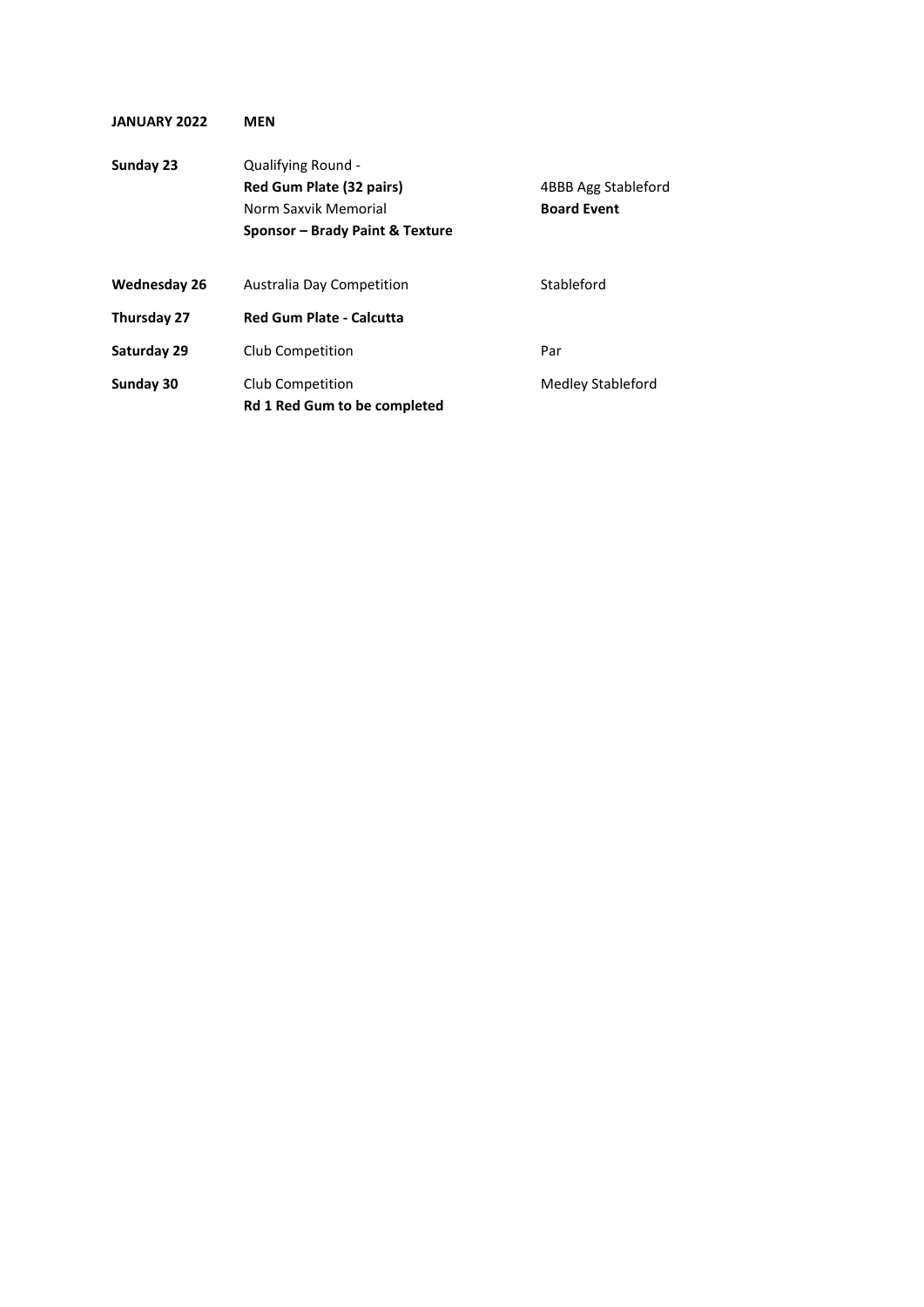**JANUARY 2022** **MEN**

| | | |
|---|---|---|
| **Sunday 23** | Qualifying Round -<br>**Red Gum Plate (32 pairs)**<br>Norm Saxvik Memorial<br>**Sponsor – Brady Paint & Texture** | 4BBB Agg Stableford<br>**Board Event** |
| **Wednesday 26** | Australia Day Competition | Stableford |
| **Thursday 27** | **Red Gum Plate - Calcutta** | |
| **Saturday 29** | Club Competition | Par |
| **Sunday 30** | Club Competition<br>**Rd 1 Red Gum to be completed** | Medley Stableford |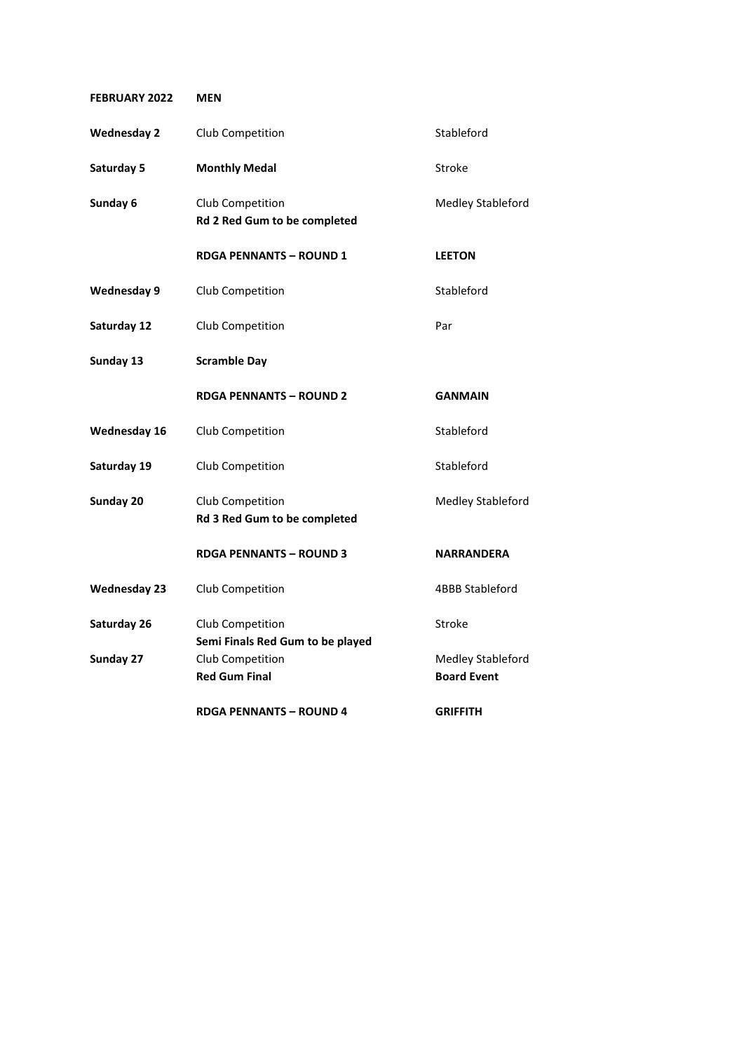| **FEBRUARY 2022** | **MEN** | |
|---|---|---|
| **Wednesday 2** | Club Competition | Stableford |
| **Saturday 5** | **Monthly Medal** | Stroke |
| **Sunday 6** | Club Competition<br>**Rd 2 Red Gum to be completed** | Medley Stableford |
| | **RDGA PENNANTS – ROUND 1** | **LEETON** |
| **Wednesday 9** | Club Competition | Stableford |
| **Saturday 12** | Club Competition | Par |
| **Sunday 13** | **Scramble Day** | |
| | **RDGA PENNANTS – ROUND 2** | **GANMAIN** |
| **Wednesday 16** | Club Competition | Stableford |
| **Saturday 19** | Club Competition | Stableford |
| **Sunday 20** | Club Competition<br>**Rd 3 Red Gum to be completed** | Medley Stableford |
| | **RDGA PENNANTS – ROUND 3** | **NARRANDERA** |
| **Wednesday 23** | Club Competition | 4BBB Stableford |
| **Saturday 26** | Club Competition<br>**Semi Finals Red Gum to be played** | Stroke |
| **Sunday 27** | Club Competition<br>**Red Gum Final** | Medley Stableford<br>**Board Event** |
| | **RDGA PENNANTS – ROUND 4** | **GRIFFITH** |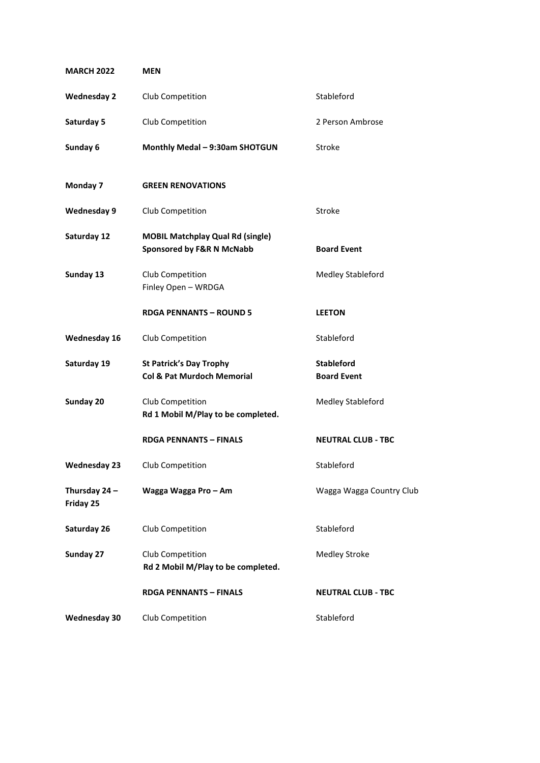| **MARCH 2022** | **MEN** | |
|---|---|---|
| **Wednesday 2** | Club Competition | Stableford |
| **Saturday 5** | Club Competition | 2 Person Ambrose |
| **Sunday 6** | **Monthly Medal – 9:30am SHOTGUN** | Stroke |
| **Monday 7** | **GREEN RENOVATIONS** | |
| **Wednesday 9** | Club Competition | Stroke |
| **Saturday 12** | **MOBIL Matchplay Qual Rd (single)**<br>**Sponsored by F&R N McNabb** | **Board Event** |
| **Sunday 13** | Club Competition<br>Finley Open – WRDGA | Medley Stableford |
| | **RDGA PENNANTS – ROUND 5** | **LEETON** |
| **Wednesday 16** | Club Competition | Stableford |
| **Saturday 19** | **St Patrick's Day Trophy**<br>**Col & Pat Murdoch Memorial** | **Stableford**<br>**Board Event** |
| **Sunday 20** | Club Competition<br>**Rd 1 Mobil M/Play to be completed.** | Medley Stableford |
| | **RDGA PENNANTS – FINALS** | **NEUTRAL CLUB - TBC** |
| **Wednesday 23** | Club Competition | Stableford |
| **Thursday 24 – Friday 25** | **Wagga Wagga Pro – Am** | Wagga Wagga Country Club |
| **Saturday 26** | Club Competition | Stableford |
| **Sunday 27** | Club Competition<br>**Rd 2 Mobil M/Play to be completed.** | Medley Stroke |
| | **RDGA PENNANTS – FINALS** | **NEUTRAL CLUB - TBC** |
| **Wednesday 30** | Club Competition | Stableford |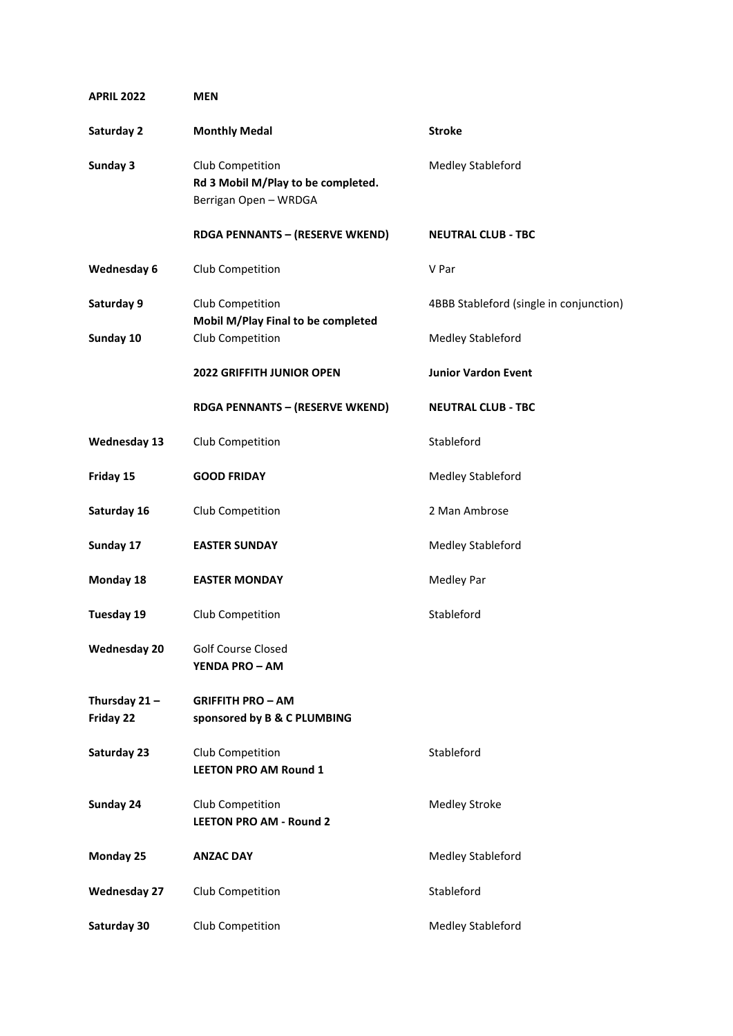| **APRIL 2022** | **MEN** | |
|---|---|---|
| **Saturday 2** | **Monthly Medal** | **Stroke** |
| **Sunday 3** | Club Competition<br>**Rd 3 Mobil M/Play to be completed.**<br>Berrigan Open – WRDGA | Medley Stableford |
| | **RDGA PENNANTS – (RESERVE WKEND)** | **NEUTRAL CLUB - TBC** |
| **Wednesday 6** | Club Competition | V Par |
| **Saturday 9** | Club Competition<br>**Mobil M/Play Final to be completed** | 4BBB Stableford (single in conjunction) |
| **Sunday 10** | Club Competition | Medley Stableford |
| | **2022 GRIFFITH JUNIOR OPEN** | **Junior Vardon Event** |
| | **RDGA PENNANTS – (RESERVE WKEND)** | **NEUTRAL CLUB - TBC** |
| **Wednesday 13** | Club Competition | Stableford |
| **Friday 15** | **GOOD FRIDAY** | Medley Stableford |
| **Saturday 16** | Club Competition | 2 Man Ambrose |
| **Sunday 17** | **EASTER SUNDAY** | Medley Stableford |
| **Monday 18** | **EASTER MONDAY** | Medley Par |
| **Tuesday 19** | Club Competition | Stableford |
| **Wednesday 20** | Golf Course Closed<br>**YENDA PRO – AM** | |
| **Thursday 21 – Friday 22** | **GRIFFITH PRO – AM**<br>**sponsored by B & C PLUMBING** | |
| **Saturday 23** | Club Competition<br>**LEETON PRO AM Round 1** | Stableford |
| **Sunday 24** | Club Competition<br>**LEETON PRO AM - Round 2** | Medley Stroke |
| **Monday 25** | **ANZAC DAY** | Medley Stableford |
| **Wednesday 27** | Club Competition | Stableford |
| **Saturday 30** | Club Competition | Medley Stableford |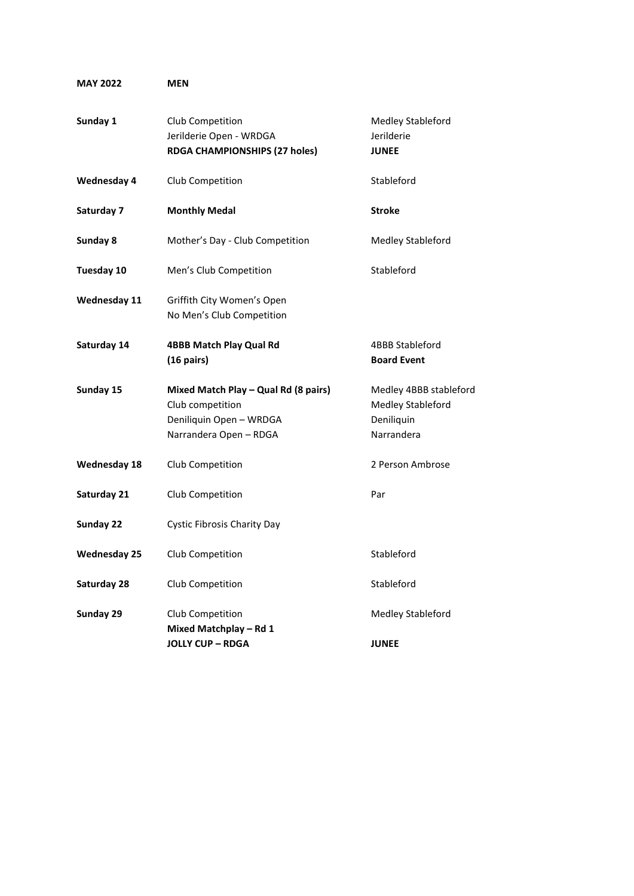**MAY 2022** **MEN**

| | | |
|---|---|---|
| **Sunday 1** | Club Competition<br>Jerilderie Open - WRDGA<br>**RDGA CHAMPIONSHIPS (27 holes)** | Medley Stableford<br>Jerilderie<br>**JUNEE** |
| **Wednesday 4** | Club Competition | Stableford |
| **Saturday 7** | **Monthly Medal** | **Stroke** |
| **Sunday 8** | Mother's Day - Club Competition | Medley Stableford |
| **Tuesday 10** | Men's Club Competition | Stableford |
| **Wednesday 11** | Griffith City Women's Open<br>No Men's Club Competition | |
| **Saturday 14** | **4BBB Match Play Qual Rd**<br>**(16 pairs)** | 4BBB Stableford<br>**Board Event** |
| **Sunday 15** | **Mixed Match Play – Qual Rd (8 pairs)**<br>Club competition<br>Deniliquin Open – WRDGA<br>Narrandera Open – RDGA | Medley 4BBB stableford<br>Medley Stableford<br>Deniliquin<br>Narrandera |
| **Wednesday 18** | Club Competition | 2 Person Ambrose |
| **Saturday 21** | Club Competition | Par |
| **Sunday 22** | Cystic Fibrosis Charity Day | |
| **Wednesday 25** | Club Competition | Stableford |
| **Saturday 28** | Club Competition | Stableford |
| **Sunday 29** | Club Competition<br>**Mixed Matchplay – Rd 1**<br>**JOLLY CUP – RDGA** | Medley Stableford<br><br>**JUNEE** |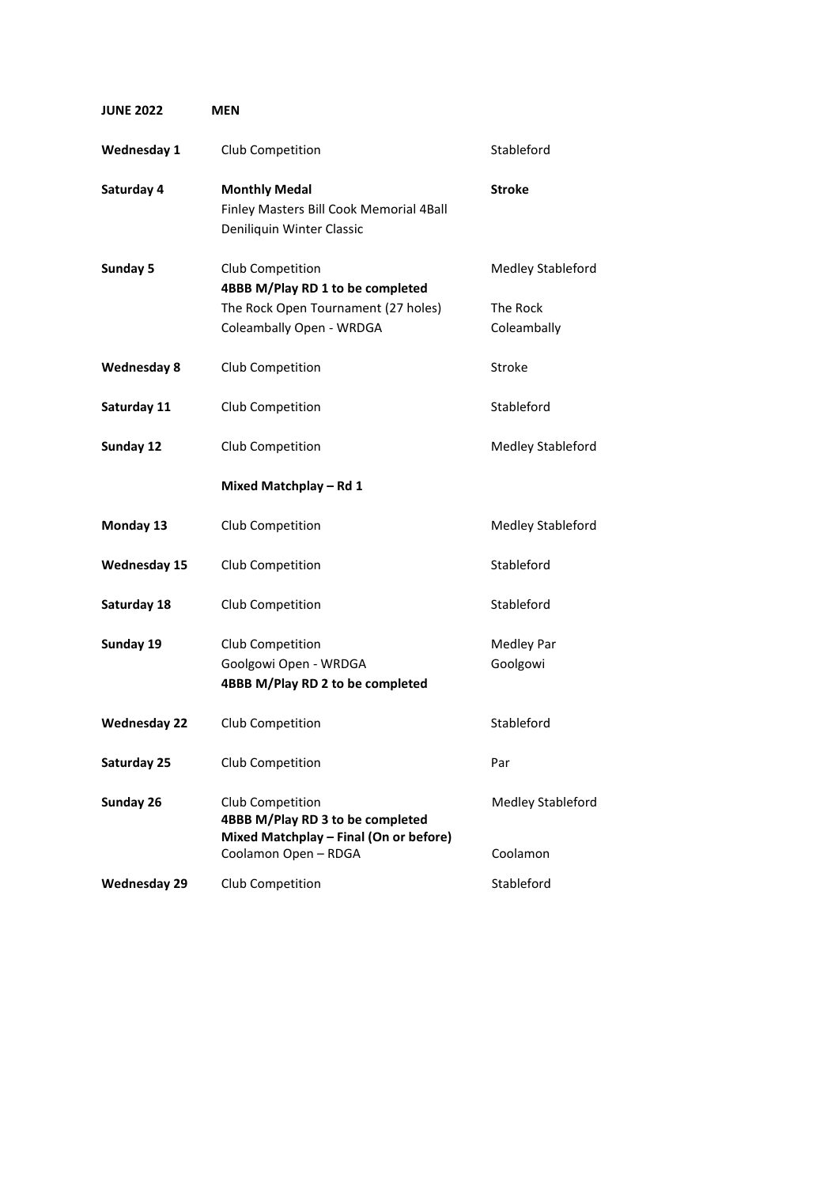**JUNE 2022** **MEN**

| | | |
|---|---|---|
| **Wednesday 1** | Club Competition | Stableford |
| **Saturday 4** | **Monthly Medal**<br>Finley Masters Bill Cook Memorial 4Ball<br>Deniliquin Winter Classic | **Stroke** |
| **Sunday 5** | Club Competition<br>**4BBB M/Play RD 1 to be completed**<br>The Rock Open Tournament (27 holes)<br>Coleambally Open - WRDGA | Medley Stableford<br><br>The Rock<br>Coleambally |
| **Wednesday 8** | Club Competition | Stroke |
| **Saturday 11** | Club Competition | Stableford |
| **Sunday 12** | Club Competition | Medley Stableford |
| | **Mixed Matchplay – Rd 1** | |
| **Monday 13** | Club Competition | Medley Stableford |
| **Wednesday 15** | Club Competition | Stableford |
| **Saturday 18** | Club Competition | Stableford |
| **Sunday 19** | Club Competition<br>Goolgowi Open - WRDGA<br>**4BBB M/Play RD 2 to be completed** | Medley Par<br>Goolgowi |
| **Wednesday 22** | Club Competition | Stableford |
| **Saturday 25** | Club Competition | Par |
| **Sunday 26** | Club Competition<br>**4BBB M/Play RD 3 to be completed**<br>**Mixed Matchplay – Final (On or before)**<br>Coolamon Open – RDGA | Medley Stableford<br><br><br>Coolamon |
| **Wednesday 29** | Club Competition | Stableford |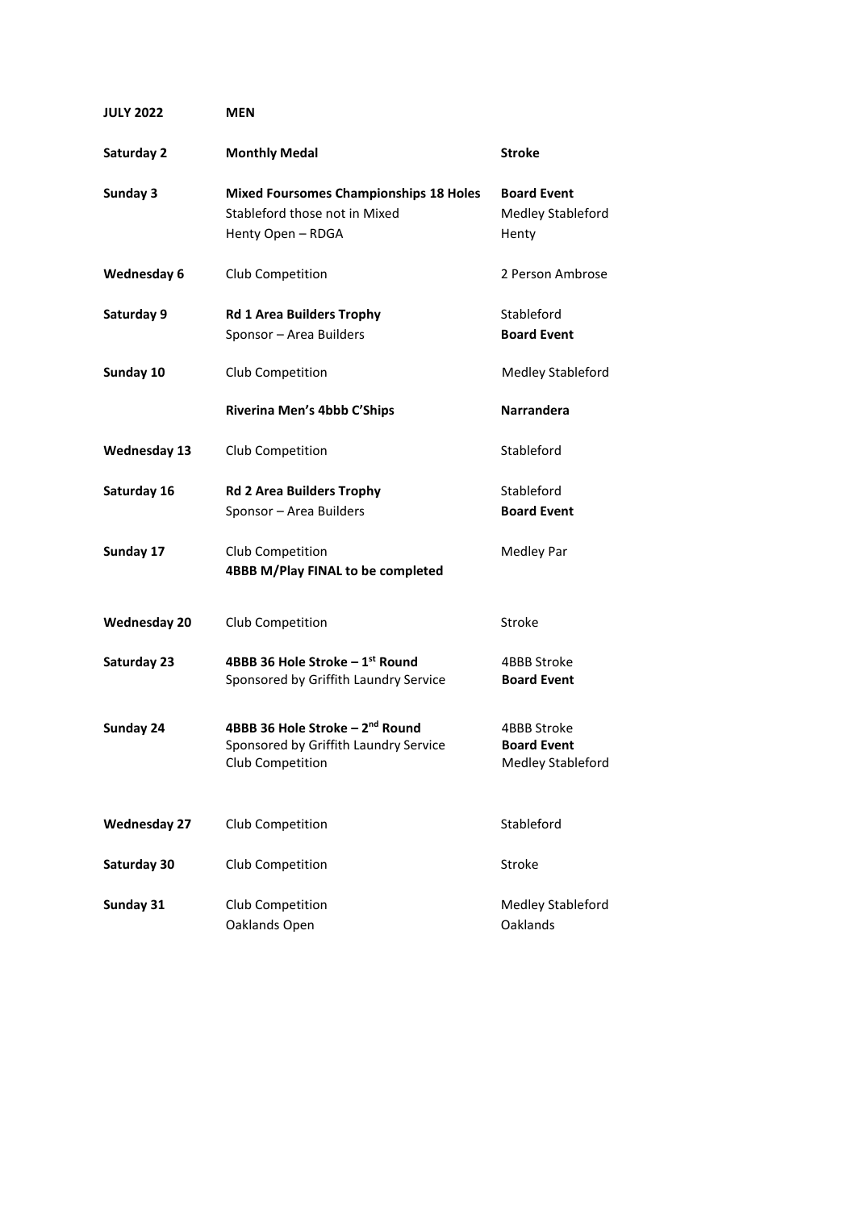| **JULY 2022** | **MEN** | |
|---|---|---|
| **Saturday 2** | **Monthly Medal** | **Stroke** |
| **Sunday 3** | **Mixed Foursomes Championships 18 Holes**<br>Stableford those not in Mixed<br>Henty Open – RDGA | **Board Event**<br>Medley Stableford<br>Henty |
| **Wednesday 6** | Club Competition | 2 Person Ambrose |
| **Saturday 9** | **Rd 1 Area Builders Trophy**<br>Sponsor – Area Builders | Stableford<br>**Board Event** |
| **Sunday 10** | Club Competition | Medley Stableford |
| | **Riverina Men's 4bbb C'Ships** | **Narrandera** |
| **Wednesday 13** | Club Competition | Stableford |
| **Saturday 16** | **Rd 2 Area Builders Trophy**<br>Sponsor – Area Builders | Stableford<br>**Board Event** |
| **Sunday 17** | Club Competition<br>**4BBB M/Play FINAL to be completed** | Medley Par |
| **Wednesday 20** | Club Competition | Stroke |
| **Saturday 23** | **4BBB 36 Hole Stroke – 1st Round**<br>Sponsored by Griffith Laundry Service | 4BBB Stroke<br>**Board Event** |
| **Sunday 24** | **4BBB 36 Hole Stroke – 2nd Round**<br>Sponsored by Griffith Laundry Service<br>Club Competition | 4BBB Stroke<br>**Board Event**<br>Medley Stableford |
| **Wednesday 27** | Club Competition | Stableford |
| **Saturday 30** | Club Competition | Stroke |
| **Sunday 31** | Club Competition<br>Oaklands Open | Medley Stableford<br>Oaklands |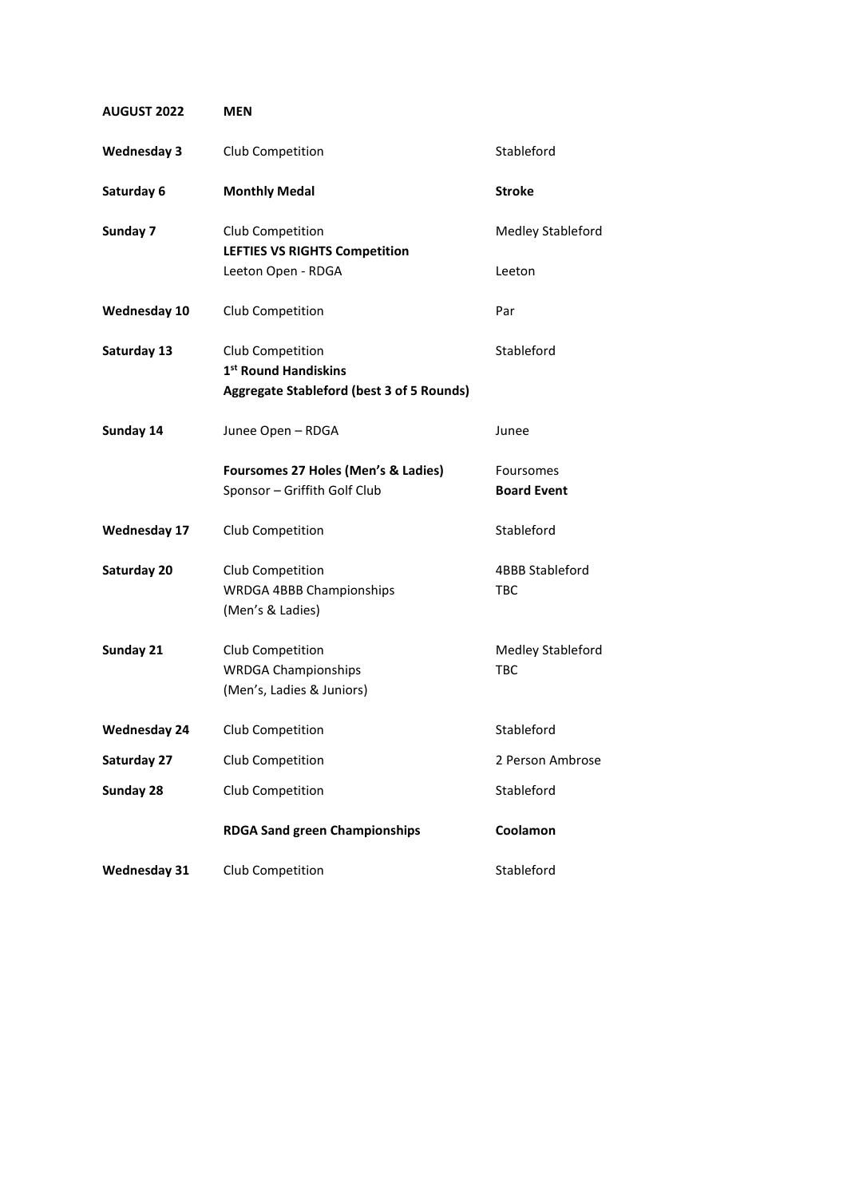| **AUGUST 2022** | **MEN** | |
|---|---|---|
| **Wednesday 3** | Club Competition | Stableford |
| **Saturday 6** | **Monthly Medal** | **Stroke** |
| **Sunday 7** | Club Competition<br>**LEFTIES VS RIGHTS Competition**<br>Leeton Open - RDGA | Medley Stableford<br><br>Leeton |
| **Wednesday 10** | Club Competition | Par |
| **Saturday 13** | Club Competition<br>**1st Round Handiskins**<br>**Aggregate Stableford (best 3 of 5 Rounds)** | Stableford |
| **Sunday 14** | Junee Open – RDGA | Junee |
| | **Foursomes 27 Holes (Men's & Ladies)**<br>Sponsor – Griffith Golf Club | Foursomes<br>**Board Event** |
| **Wednesday 17** | Club Competition | Stableford |
| **Saturday 20** | Club Competition<br>WRDGA 4BBB Championships<br>(Men's & Ladies) | 4BBB Stableford<br>TBC |
| **Sunday 21** | Club Competition<br>WRDGA Championships<br>(Men's, Ladies & Juniors) | Medley Stableford<br>TBC |
| **Wednesday 24** | Club Competition | Stableford |
| **Saturday 27** | Club Competition | 2 Person Ambrose |
| **Sunday 28** | Club Competition | Stableford |
| | **RDGA Sand green Championships** | **Coolamon** |
| **Wednesday 31** | Club Competition | Stableford |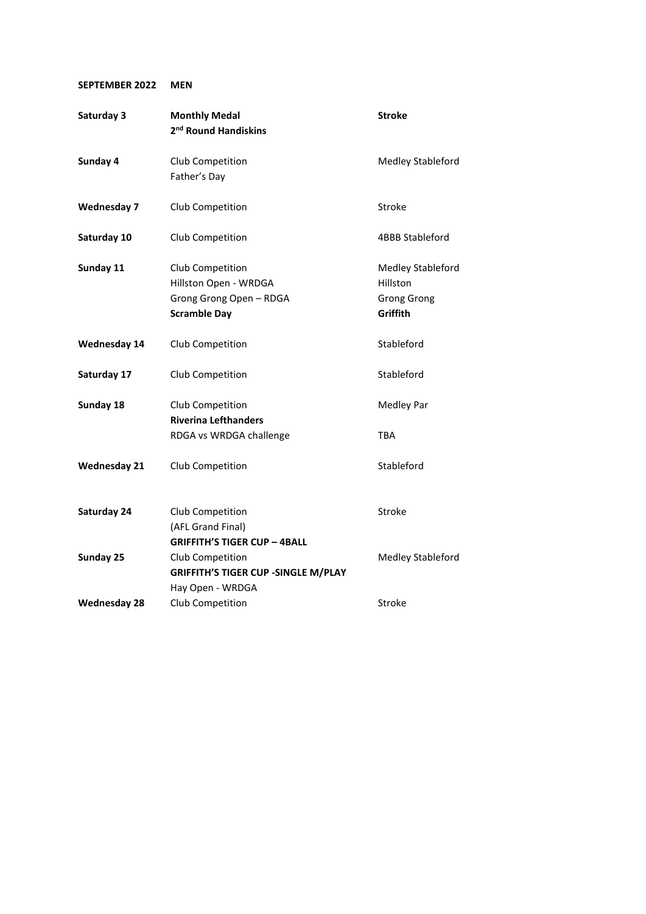**SEPTEMBER 2022 MEN**

| | | |
|---|---|---|
| **Saturday 3** | **Monthly Medal**<br>**2nd Round Handiskins** | **Stroke** |
| **Sunday 4** | Club Competition<br>Father's Day | Medley Stableford |
| **Wednesday 7** | Club Competition | Stroke |
| **Saturday 10** | Club Competition | 4BBB Stableford |
| **Sunday 11** | Club Competition<br>Hillston Open - WRDGA<br>Grong Grong Open – RDGA<br>**Scramble Day** | Medley Stableford<br>Hillston<br>Grong Grong<br>**Griffith** |
| **Wednesday 14** | Club Competition | Stableford |
| **Saturday 17** | Club Competition | Stableford |
| **Sunday 18** | Club Competition<br>**Riverina Lefthanders**<br>RDGA vs WRDGA challenge | Medley Par<br><br>TBA |
| **Wednesday 21** | Club Competition | Stableford |
| **Saturday 24** | Club Competition<br>(AFL Grand Final)<br>**GRIFFITH'S TIGER CUP – 4BALL** | Stroke |
| **Sunday 25** | Club Competition<br>**GRIFFITH'S TIGER CUP -SINGLE M/PLAY**<br>Hay Open - WRDGA | Medley Stableford |
| **Wednesday 28** | Club Competition | Stroke |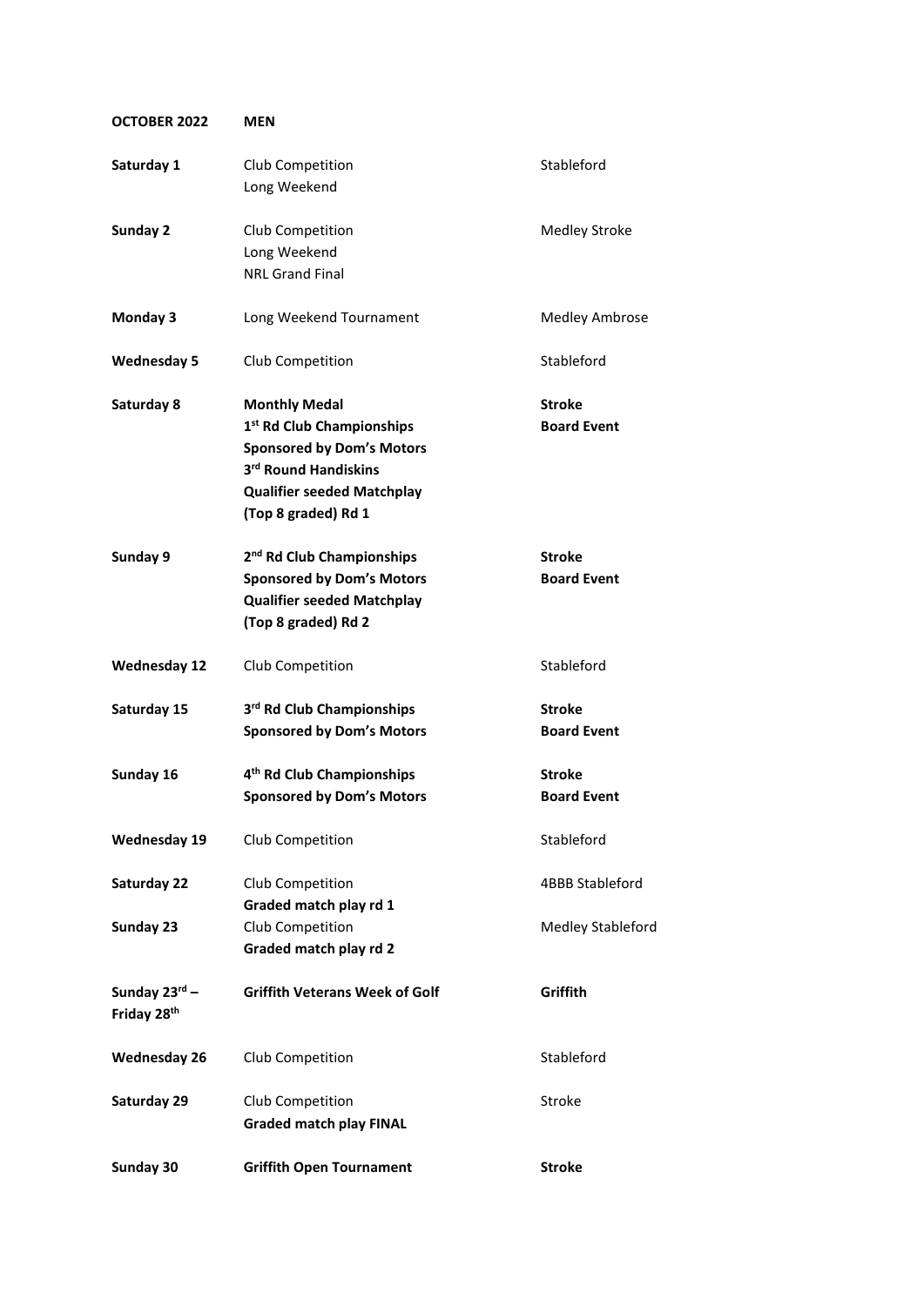| **OCTOBER 2022** | **MEN** | |
|---|---|---|
| **Saturday 1** | Club Competition<br>Long Weekend | Stableford |
| **Sunday 2** | Club Competition<br>Long Weekend<br>NRL Grand Final | Medley Stroke |
| **Monday 3** | Long Weekend Tournament | Medley Ambrose |
| **Wednesday 5** | Club Competition | Stableford |
| **Saturday 8** | **Monthly Medal**<br>**1st Rd Club Championships**<br>**Sponsored by Dom's Motors**<br>**3rd Round Handiskins**<br>**Qualifier seeded Matchplay**<br>**(Top 8 graded) Rd 1** | **Stroke**<br>**Board Event** |
| **Sunday 9** | **2nd Rd Club Championships**<br>**Sponsored by Dom's Motors**<br>**Qualifier seeded Matchplay**<br>**(Top 8 graded) Rd 2** | **Stroke**<br>**Board Event** |
| **Wednesday 12** | Club Competition | Stableford |
| **Saturday 15** | **3rd Rd Club Championships**<br>**Sponsored by Dom's Motors** | **Stroke**<br>**Board Event** |
| **Sunday 16** | **4th Rd Club Championships**<br>**Sponsored by Dom's Motors** | **Stroke**<br>**Board Event** |
| **Wednesday 19** | Club Competition | Stableford |
| **Saturday 22** | Club Competition<br>**Graded match play rd 1** | 4BBB Stableford |
| **Sunday 23** | Club Competition<br>**Graded match play rd 2** | Medley Stableford |
| **Sunday 23rd – Friday 28th** | **Griffith Veterans Week of Golf** | **Griffith** |
| **Wednesday 26** | Club Competition | Stableford |
| **Saturday 29** | Club Competition<br>**Graded match play FINAL** | Stroke |
| **Sunday 30** | **Griffith Open Tournament** | **Stroke** |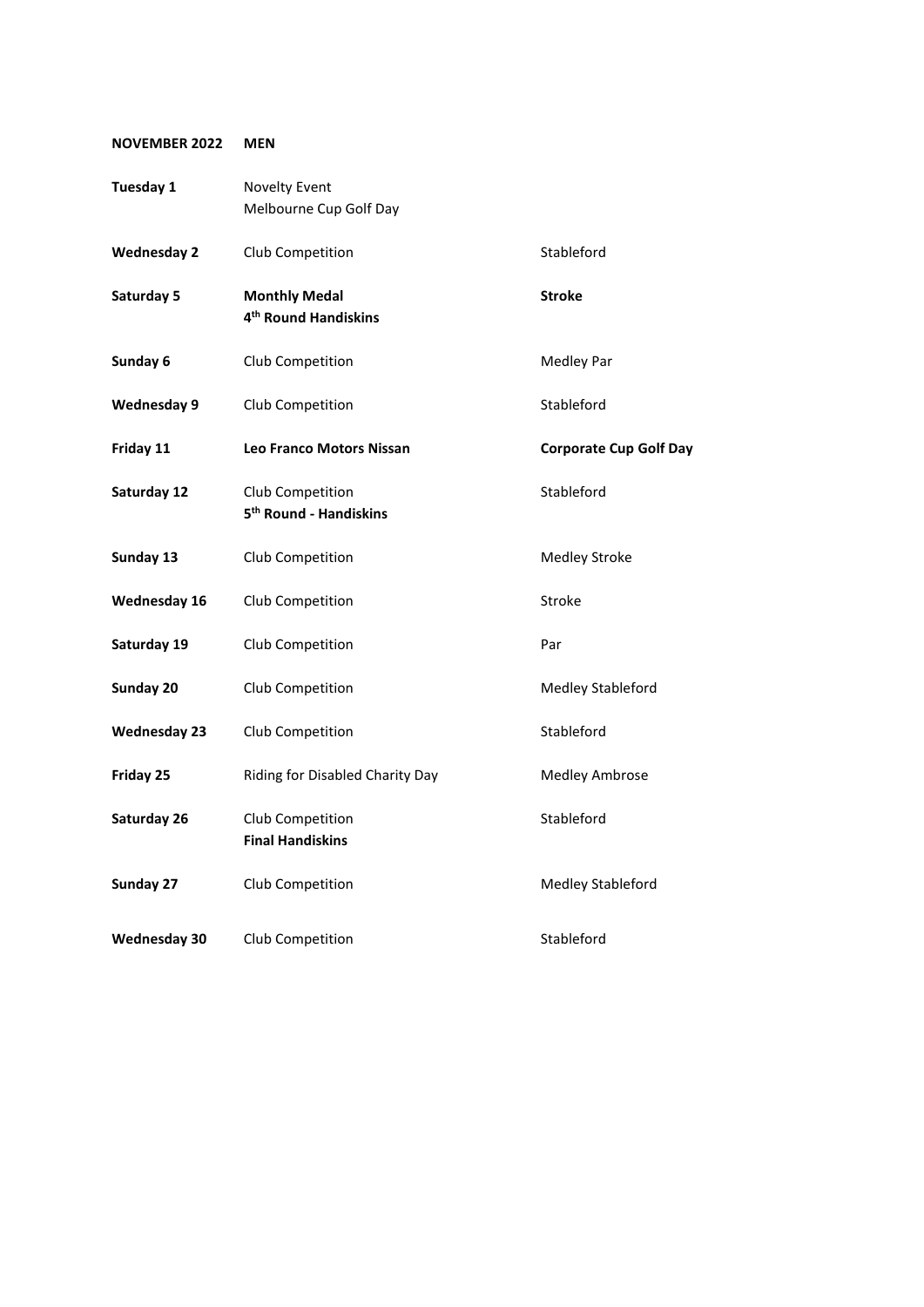**NOVEMBER 2022 MEN**

| | | |
|---|---|---|
| **Tuesday 1** | Novelty Event<br>Melbourne Cup Golf Day | |
| **Wednesday 2** | Club Competition | Stableford |
| **Saturday 5** | **Monthly Medal**<br>**4th Round Handiskins** | **Stroke** |
| **Sunday 6** | Club Competition | Medley Par |
| **Wednesday 9** | Club Competition | Stableford |
| **Friday 11** | **Leo Franco Motors Nissan** | **Corporate Cup Golf Day** |
| **Saturday 12** | Club Competition<br>**5th Round - Handiskins** | Stableford |
| **Sunday 13** | Club Competition | Medley Stroke |
| **Wednesday 16** | Club Competition | Stroke |
| **Saturday 19** | Club Competition | Par |
| **Sunday 20** | Club Competition | Medley Stableford |
| **Wednesday 23** | Club Competition | Stableford |
| **Friday 25** | Riding for Disabled Charity Day | Medley Ambrose |
| **Saturday 26** | Club Competition<br>**Final Handiskins** | Stableford |
| **Sunday 27** | Club Competition | Medley Stableford |
| **Wednesday 30** | Club Competition | Stableford |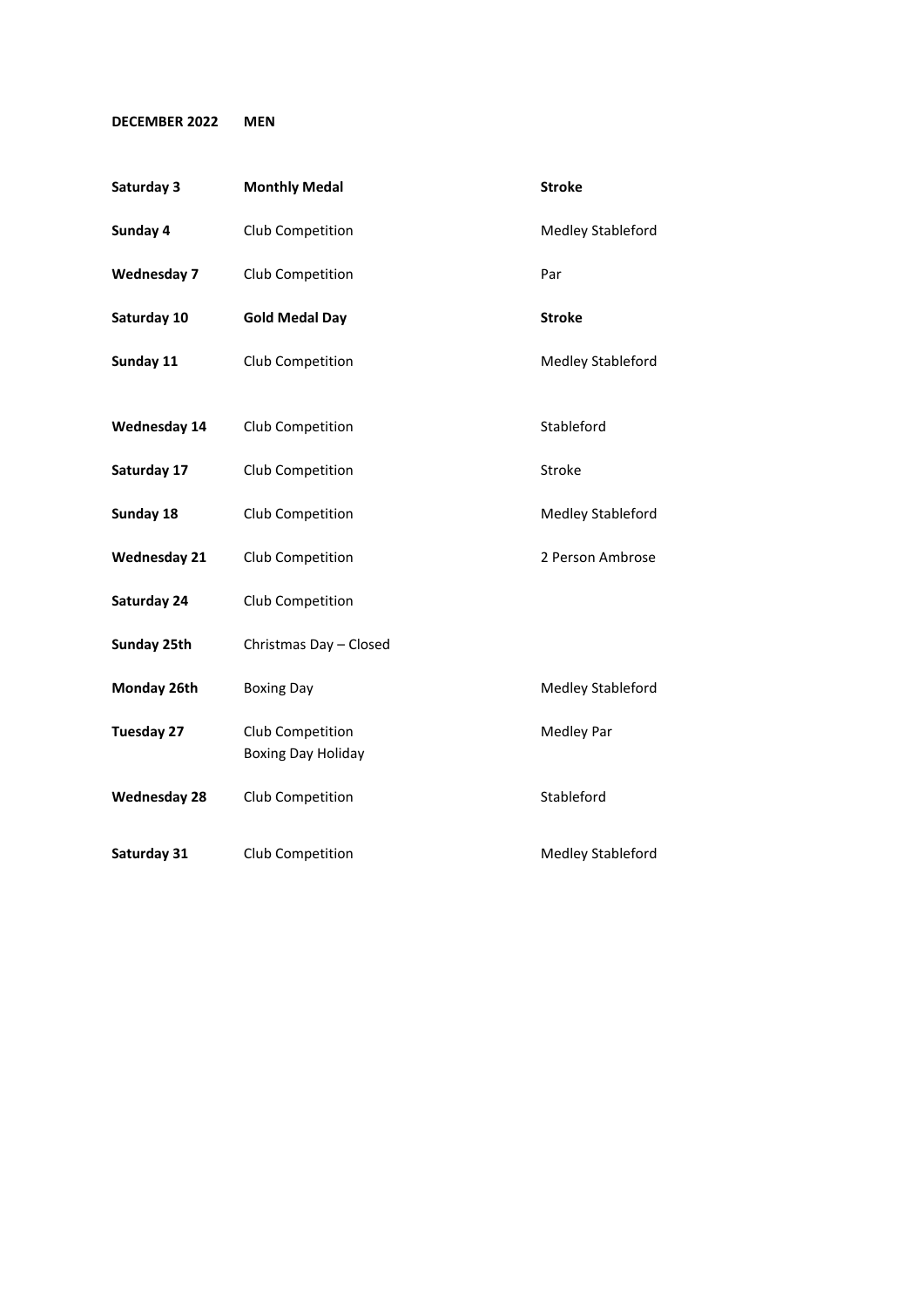**DECEMBER 2022 MEN**

| | | |
|---|---|---|
| **Saturday 3** | **Monthly Medal** | **Stroke** |
| **Sunday 4** | Club Competition | Medley Stableford |
| **Wednesday 7** | Club Competition | Par |
| **Saturday 10** | **Gold Medal Day** | **Stroke** |
| **Sunday 11** | Club Competition | Medley Stableford |
| **Wednesday 14** | Club Competition | Stableford |
| **Saturday 17** | Club Competition | Stroke |
| **Sunday 18** | Club Competition | Medley Stableford |
| **Wednesday 21** | Club Competition | 2 Person Ambrose |
| **Saturday 24** | Club Competition | |
| **Sunday 25th** | Christmas Day – Closed | |
| **Monday 26th** | Boxing Day | Medley Stableford |
| **Tuesday 27** | Club Competition<br>Boxing Day Holiday | Medley Par |
| **Wednesday 28** | Club Competition | Stableford |
| **Saturday 31** | Club Competition | Medley Stableford |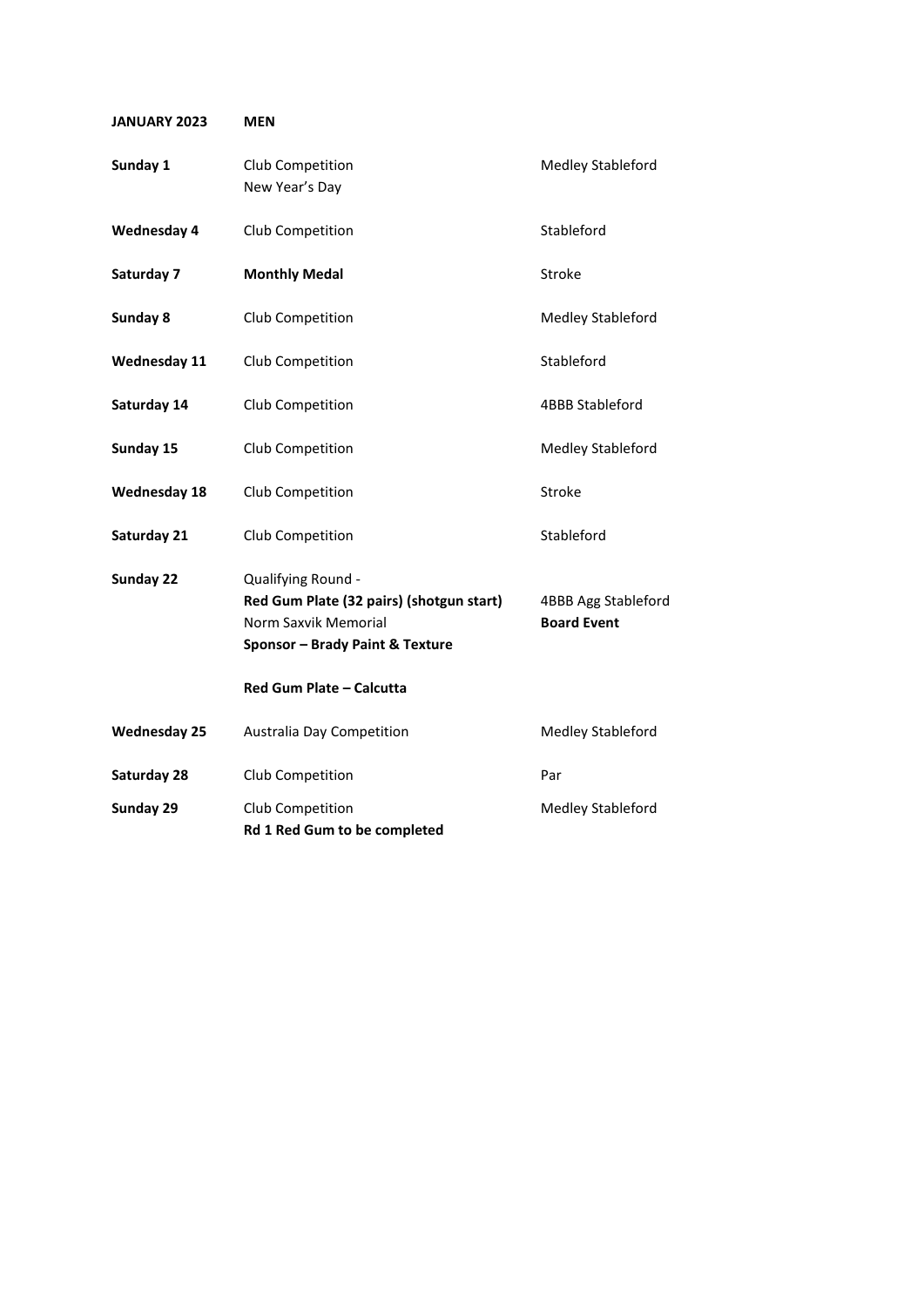| **JANUARY 2023** | **MEN** | |
|---|---|---|
| **Sunday 1** | Club Competition<br>New Year's Day | Medley Stableford |
| **Wednesday 4** | Club Competition | Stableford |
| **Saturday 7** | **Monthly Medal** | Stroke |
| **Sunday 8** | Club Competition | Medley Stableford |
| **Wednesday 11** | Club Competition | Stableford |
| **Saturday 14** | Club Competition | 4BBB Stableford |
| **Sunday 15** | Club Competition | Medley Stableford |
| **Wednesday 18** | Club Competition | Stroke |
| **Saturday 21** | Club Competition | Stableford |
| **Sunday 22** | Qualifying Round -<br>**Red Gum Plate (32 pairs) (shotgun start)**<br>Norm Saxvik Memorial<br>**Sponsor – Brady Paint & Texture**<br><br>**Red Gum Plate – Calcutta** | <br>4BBB Agg Stableford<br>**Board Event** |
| **Wednesday 25** | Australia Day Competition | Medley Stableford |
| **Saturday 28** | Club Competition | Par |
| **Sunday 29** | Club Competition<br>**Rd 1 Red Gum to be completed** | Medley Stableford |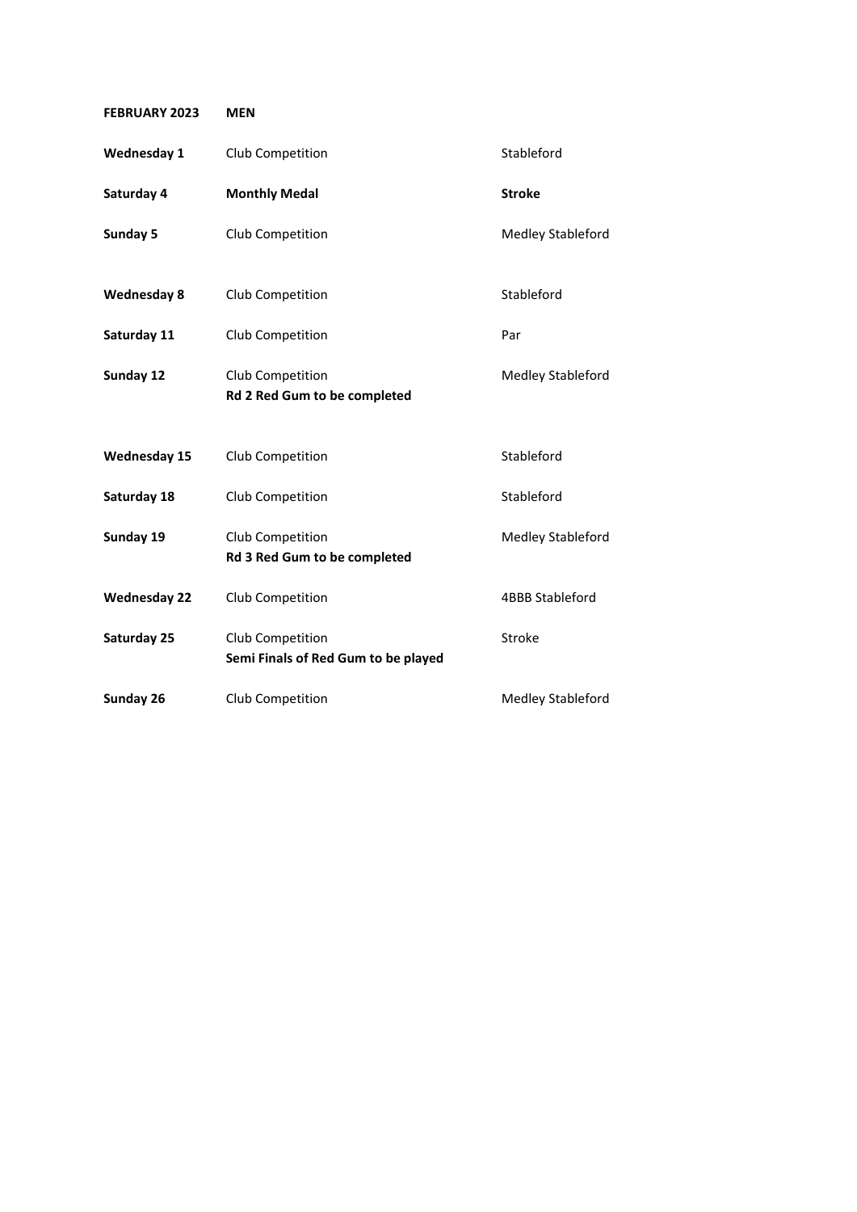| **FEBRUARY 2023** | **MEN** | |
|---|---|---|
| **Wednesday 1** | Club Competition | Stableford |
| **Saturday 4** | **Monthly Medal** | **Stroke** |
| **Sunday 5** | Club Competition | Medley Stableford |
| **Wednesday 8** | Club Competition | Stableford |
| **Saturday 11** | Club Competition | Par |
| **Sunday 12** | Club Competition<br>**Rd 2 Red Gum to be completed** | Medley Stableford |
| **Wednesday 15** | Club Competition | Stableford |
| **Saturday 18** | Club Competition | Stableford |
| **Sunday 19** | Club Competition<br>**Rd 3 Red Gum to be completed** | Medley Stableford |
| **Wednesday 22** | Club Competition | 4BBB Stableford |
| **Saturday 25** | Club Competition<br>**Semi Finals of Red Gum to be played** | Stroke |
| **Sunday 26** | Club Competition | Medley Stableford |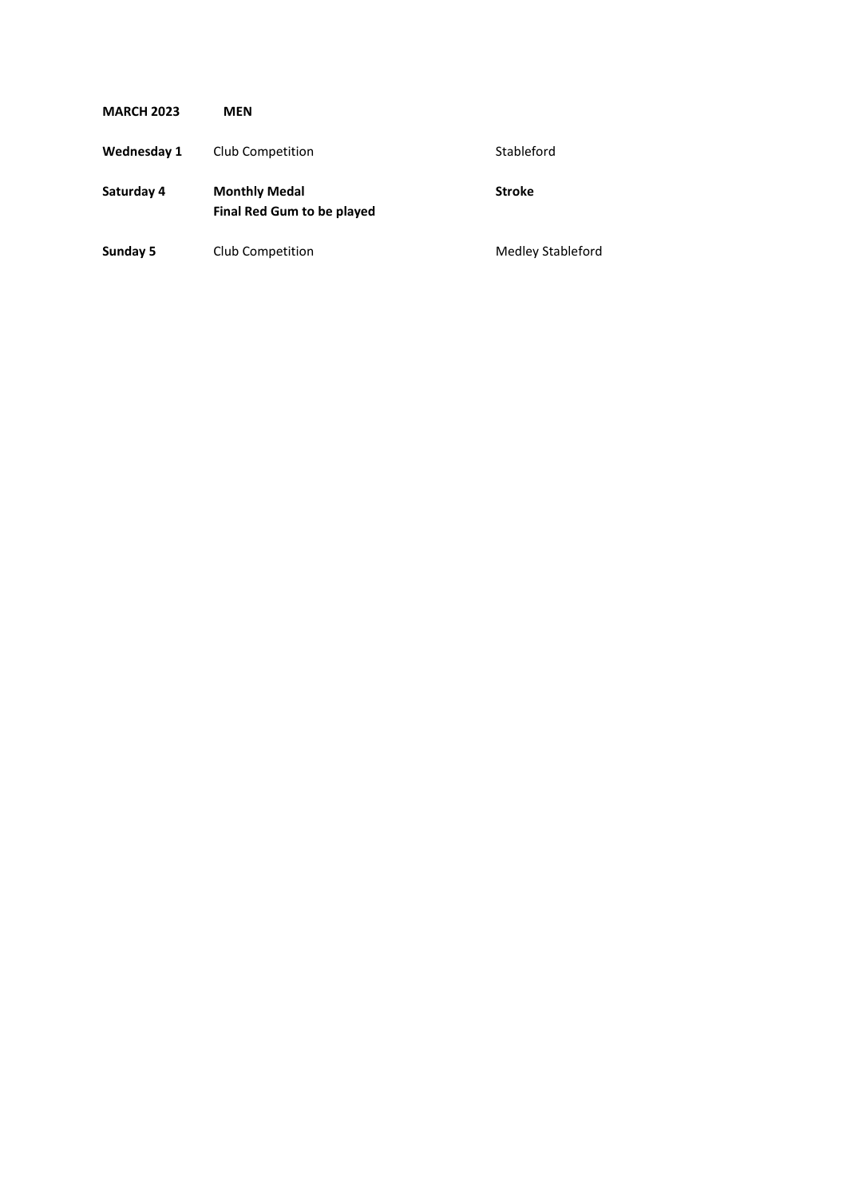**MARCH 2023 MEN**

| | | |
|---|---|---|
| **Wednesday 1** | Club Competition | Stableford |
| **Saturday 4** | **Monthly Medal**<br>**Final Red Gum to be played** | **Stroke** |
| **Sunday 5** | Club Competition | Medley Stableford |